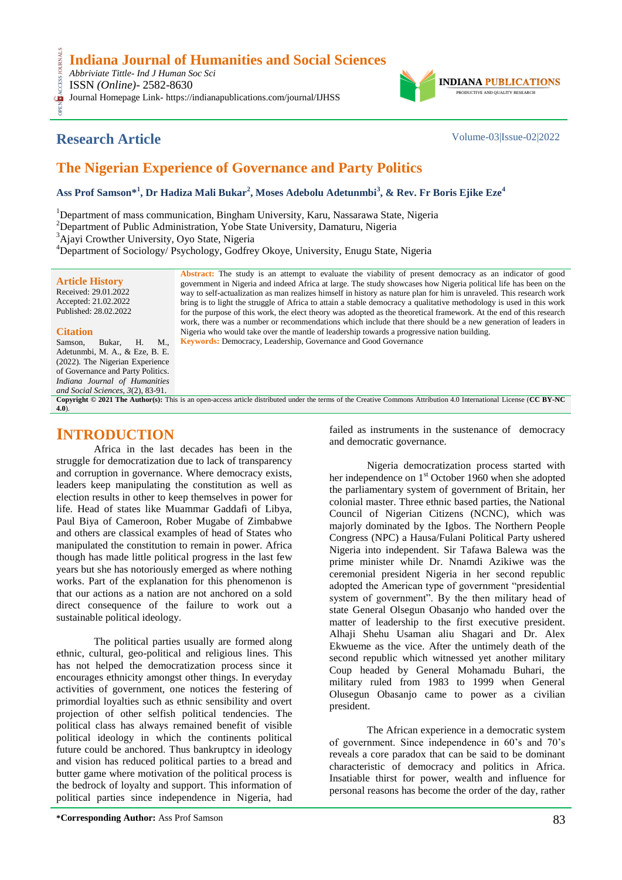# Indiana Journal of Humanities and Social Sciences

*Abbriviate Tittle- Ind J Human Soc Sci*
ISSN *(Online)*- 2582-8630
Journal Homepage Link- https://indianapublications.com/journal/IJHSS

## Research Article

Volume-03|Issue-02|2022

# The Nigerian Experience of Governance and Party Politics

**Ass Prof Samson*[1], Dr Hadiza Mali Bukar[2], Moses Adebolu Adetunmbi[3], & Rev. Fr Boris Ejike Eze[4]**

[1]Department of mass communication, Bingham University, Karu, Nassarawa State, Nigeria
[2]Department of Public Administration, Yobe State University, Damaturu, Nigeria
[3]Ajayi Crowther University, Oyo State, Nigeria
[4]Department of Sociology/ Psychology, Godfrey Okoye, University, Enugu State, Nigeria

**Article History**
Received: 29.01.2022
Accepted: 21.02.2022
Published: 28.02.2022

**Citation**
Samson, Bukar, H. M., Adetunmbi, M. A., & Eze, B. E. (2022). The Nigerian Experience of Governance and Party Politics. *Indiana Journal of Humanities and Social Sciences, 3*(2), 83-91.

**Abstract:** The study is an attempt to evaluate the viability of present democracy as an indicator of good government in Nigeria and indeed Africa at large. The study showcases how Nigeria political life has been on the way to self-actualization as man realizes himself in history as nature plan for him is unraveled. This research work bring is to light the struggle of Africa to attain a stable democracy a qualitative methodology is used in this work for the purpose of this work, the elect theory was adopted as the theoretical framework. At the end of this research work, there was a number or recommendations which include that there should be a new generation of leaders in Nigeria who would take over the mantle of leadership towards a progressive nation building.

**Keywords:** Democracy, Leadership, Governance and Good Governance

**Copyright © 2021 The Author(s):** This is an open-access article distributed under the terms of the Creative Commons Attribution 4.0 International License (**CC BY-NC 4.0**).

## INTRODUCTION

Africa in the last decades has been in the struggle for democratization due to lack of transparency and corruption in governance. Where democracy exists, leaders keep manipulating the constitution as well as election results in other to keep themselves in power for life. Head of states like Muammar Gaddafi of Libya, Paul Biya of Cameroon, Rober Mugabe of Zimbabwe and others are classical examples of head of States who manipulated the constitution to remain in power. Africa though has made little political progress in the last few years but she has notoriously emerged as where nothing works. Part of the explanation for this phenomenon is that our actions as a nation are not anchored on a sold direct consequence of the failure to work out a sustainable political ideology.

The political parties usually are formed along ethnic, cultural, geo-political and religious lines. This has not helped the democratization process since it encourages ethnicity amongst other things. In everyday activities of government, one notices the festering of primordial loyalties such as ethnic sensibility and overt projection of other selfish political tendencies. The political class has always remained benefit of visible political ideology in which the continents political future could be anchored. Thus bankruptcy in ideology and vision has reduced political parties to a bread and butter game where motivation of the political process is the bedrock of loyalty and support. This information of political parties since independence in Nigeria, had failed as instruments in the sustenance of democracy and democratic governance.

Nigeria democratization process started with her independence on 1st October 1960 when she adopted the parliamentary system of government of Britain, her colonial master. Three ethnic based parties, the National Council of Nigerian Citizens (NCNC), which was majorly dominated by the Igbos. The Northern People Congress (NPC) a Hausa/Fulani Political Party ushered Nigeria into independent. Sir Tafawa Balewa was the prime minister while Dr. Nnamdi Azikiwe was the ceremonial president Nigeria in her second republic adopted the American type of government "presidential system of government". By the then military head of state General Olsegun Obasanjo who handed over the matter of leadership to the first executive president. Alhaji Shehu Usaman aliu Shagari and Dr. Alex Ekwueme as the vice. After the untimely death of the second republic which witnessed yet another military Coup headed by General Mohamadu Buhari, the military ruled from 1983 to 1999 when General Olusegun Obasanjo came to power as a civilian president.

The African experience in a democratic system of government. Since independence in 60's and 70's reveals a core paradox that can be said to be dominant characteristic of democracy and politics in Africa. Insatiable thirst for power, wealth and influence for personal reasons has become the order of the day, rather

**\*Corresponding Author:** Ass Prof Samson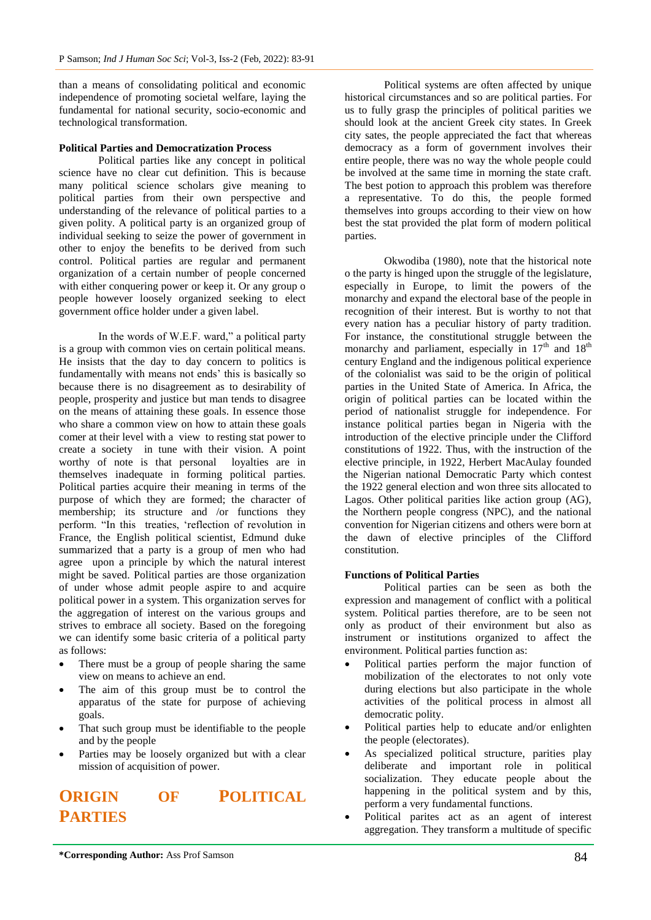than a means of consolidating political and economic independence of promoting societal welfare, laying the fundamental for national security, socio-economic and technological transformation.

**Political Parties and Democratization Process**

Political parties like any concept in political science have no clear cut definition. This is because many political science scholars give meaning to political parties from their own perspective and understanding of the relevance of political parties to a given polity. A political party is an organized group of individual seeking to seize the power of government in other to enjoy the benefits to be derived from such control. Political parties are regular and permanent organization of a certain number of people concerned with either conquering power or keep it. Or any group o people however loosely organized seeking to elect government office holder under a given label.

In the words of W.E.F. ward," a political party is a group with common vies on certain political means. He insists that the day to day concern to politics is fundamentally with means not ends' this is basically so because there is no disagreement as to desirability of people, prosperity and justice but man tends to disagree on the means of attaining these goals. In essence those who share a common view on how to attain these goals comer at their level with a view to resting stat power to create a society in tune with their vision. A point worthy of note is that personal loyalties are in themselves inadequate in forming political parties. Political parties acquire their meaning in terms of the purpose of which they are formed; the character of membership; its structure and /or functions they perform. "In this treaties, 'reflection of revolution in France, the English political scientist, Edmund duke summarized that a party is a group of men who had agree upon a principle by which the natural interest might be saved. Political parties are those organization of under whose admit people aspire to and acquire political power in a system. This organization serves for the aggregation of interest on the various groups and strives to embrace all society. Based on the foregoing we can identify some basic criteria of a political party as follows:

- There must be a group of people sharing the same view on means to achieve an end.
- The aim of this group must be to control the apparatus of the state for purpose of achieving goals.
- That such group must be identifiable to the people and by the people
- Parties may be loosely organized but with a clear mission of acquisition of power.

## ORIGIN OF POLITICAL PARTIES

Political systems are often affected by unique historical circumstances and so are political parties. For us to fully grasp the principles of political parities we should look at the ancient Greek city states. In Greek city sates, the people appreciated the fact that whereas democracy as a form of government involves their entire people, there was no way the whole people could be involved at the same time in morning the state craft. The best potion to approach this problem was therefore a representative. To do this, the people formed themselves into groups according to their view on how best the stat provided the plat form of modern political parties.

Okwodiba (1980), note that the historical note o the party is hinged upon the struggle of the legislature, especially in Europe, to limit the powers of the monarchy and expand the electoral base of the people in recognition of their interest. But is worthy to not that every nation has a peculiar history of party tradition. For instance, the constitutional struggle between the monarchy and parliament, especially in 17th and 18th century England and the indigenous political experience of the colonialist was said to be the origin of political parties in the United State of America. In Africa, the origin of political parties can be located within the period of nationalist struggle for independence. For instance political parties began in Nigeria with the introduction of the elective principle under the Clifford constitutions of 1922. Thus, with the instruction of the elective principle, in 1922, Herbert MacAulay founded the Nigerian national Democratic Party which contest the 1922 general election and won three sits allocated to Lagos. Other political parities like action group (AG), the Northern people congress (NPC), and the national convention for Nigerian citizens and others were born at the dawn of elective principles of the Clifford constitution.

**Functions of Political Parties**

Political parties can be seen as both the expression and management of conflict with a political system. Political parties therefore, are to be seen not only as product of their environment but also as instrument or institutions organized to affect the environment. Political parties function as:

- Political parties perform the major function of mobilization of the electorates to not only vote during elections but also participate in the whole activities of the political process in almost all democratic polity.
- Political parties help to educate and/or enlighten the people (electorates).
- As specialized political structure, parities play deliberate and important role in political socialization. They educate people about the happening in the political system and by this, perform a very fundamental functions.
- Political parites act as an agent of interest aggregation. They transform a multitude of specific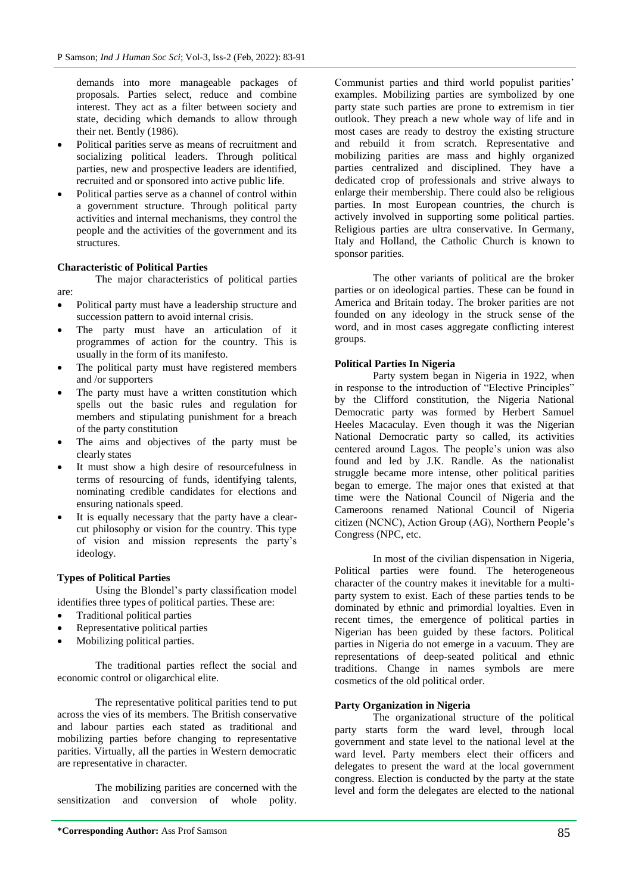demands into more manageable packages of proposals. Parties select, reduce and combine interest. They act as a filter between society and state, deciding which demands to allow through their net. Bently (1986).

- Political parities serve as means of recruitment and socializing political leaders. Through political parties, new and prospective leaders are identified, recruited and or sponsored into active public life.
- Political parities serve as a channel of control within a government structure. Through political party activities and internal mechanisms, they control the people and the activities of the government and its structures.

**Characteristic of Political Parties**

The major characteristics of political parties are:

- Political party must have a leadership structure and succession pattern to avoid internal crisis.
- The party must have an articulation of it programmes of action for the country. This is usually in the form of its manifesto.
- The political party must have registered members and /or supporters
- The party must have a written constitution which spells out the basic rules and regulation for members and stipulating punishment for a breach of the party constitution
- The aims and objectives of the party must be clearly states
- It must show a high desire of resourcefulness in terms of resourcing of funds, identifying talents, nominating credible candidates for elections and ensuring nationals speed.
- It is equally necessary that the party have a clear-cut philosophy or vision for the country. This type of vision and mission represents the party's ideology.

**Types of Political Parties**

Using the Blondel's party classification model identifies three types of political parties. These are:

- Traditional political parties
- Representative political parties
- Mobilizing political parties.

The traditional parties reflect the social and economic control or oligarchical elite.

The representative political parities tend to put across the vies of its members. The British conservative and labour parties each stated as traditional and mobilizing parties before changing to representative parities. Virtually, all the parties in Western democratic are representative in character.

The mobilizing parities are concerned with the sensitization and conversion of whole polity. Communist parties and third world populist parities' examples. Mobilizing parties are symbolized by one party state such parties are prone to extremism in tier outlook. They preach a new whole way of life and in most cases are ready to destroy the existing structure and rebuild it from scratch. Representative and mobilizing parities are mass and highly organized parties centralized and disciplined. They have a dedicated crop of professionals and strive always to enlarge their membership. There could also be religious parties. In most European countries, the church is actively involved in supporting some political parties. Religious parties are ultra conservative. In Germany, Italy and Holland, the Catholic Church is known to sponsor parities.

The other variants of political are the broker parties or on ideological parties. These can be found in America and Britain today. The broker parities are not founded on any ideology in the struck sense of the word, and in most cases aggregate conflicting interest groups.

**Political Parties In Nigeria**

Party system began in Nigeria in 1922, when in response to the introduction of "Elective Principles" by the Clifford constitution, the Nigeria National Democratic party was formed by Herbert Samuel Heeles Macaculay. Even though it was the Nigerian National Democratic party so called, its activities centered around Lagos. The people's union was also found and led by J.K. Randle. As the nationalist struggle became more intense, other political parities began to emerge. The major ones that existed at that time were the National Council of Nigeria and the Cameroons renamed National Council of Nigeria citizen (NCNC), Action Group (AG), Northern People's Congress (NPC, etc.

In most of the civilian dispensation in Nigeria, Political parties were found. The heterogeneous character of the country makes it inevitable for a multi-party system to exist. Each of these parties tends to be dominated by ethnic and primordial loyalties. Even in recent times, the emergence of political parties in Nigerian has been guided by these factors. Political parties in Nigeria do not emerge in a vacuum. They are representations of deep-seated political and ethnic traditions. Change in names symbols are mere cosmetics of the old political order.

**Party Organization in Nigeria**

The organizational structure of the political party starts form the ward level, through local government and state level to the national level at the ward level. Party members elect their officers and delegates to present the ward at the local government congress. Election is conducted by the party at the state level and form the delegates are elected to the national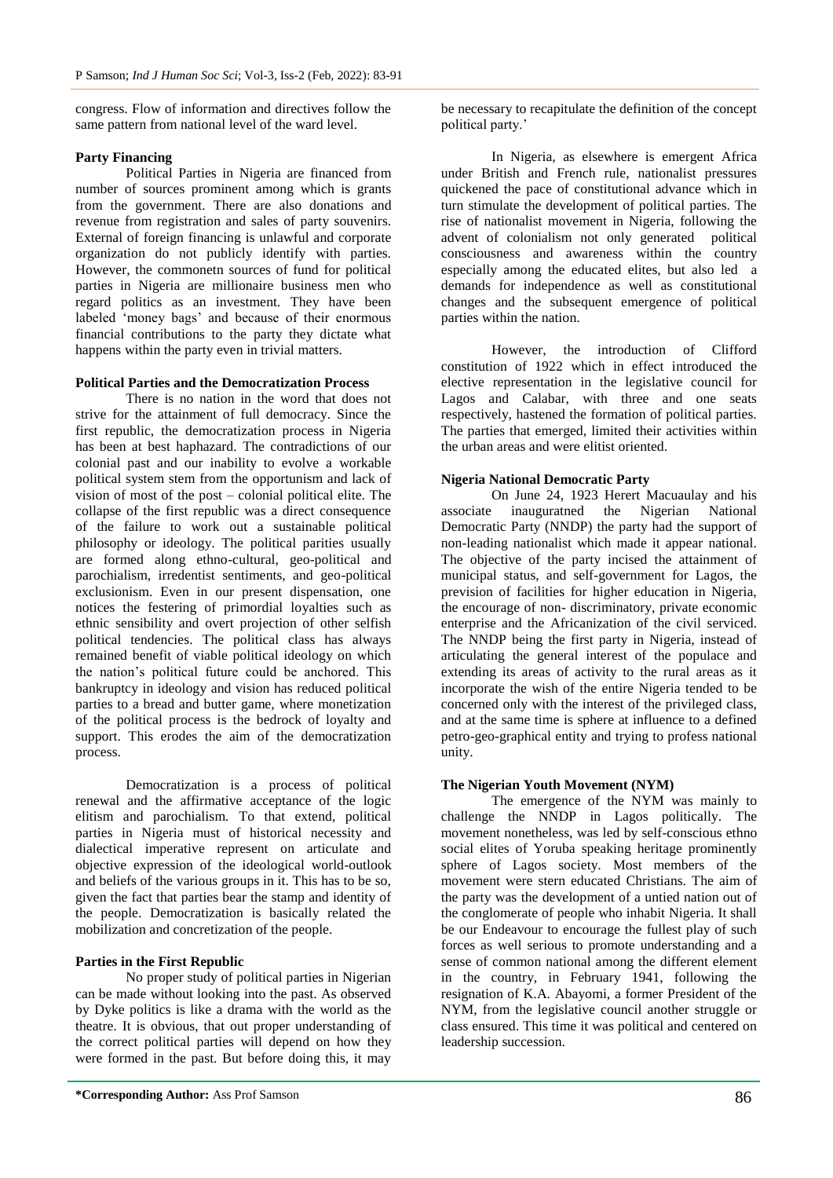congress. Flow of information and directives follow the same pattern from national level of the ward level.

**Party Financing**

Political Parties in Nigeria are financed from number of sources prominent among which is grants from the government. There are also donations and revenue from registration and sales of party souvenirs. External of foreign financing is unlawful and corporate organization do not publicly identify with parties. However, the commonetn sources of fund for political parties in Nigeria are millionaire business men who regard politics as an investment. They have been labeled 'money bags' and because of their enormous financial contributions to the party they dictate what happens within the party even in trivial matters.

**Political Parties and the Democratization Process**

There is no nation in the word that does not strive for the attainment of full democracy. Since the first republic, the democratization process in Nigeria has been at best haphazard. The contradictions of our colonial past and our inability to evolve a workable political system stem from the opportunism and lack of vision of most of the post – colonial political elite. The collapse of the first republic was a direct consequence of the failure to work out a sustainable political philosophy or ideology. The political parities usually are formed along ethno-cultural, geo-political and parochialism, irredentist sentiments, and geo-political exclusionism. Even in our present dispensation, one notices the festering of primordial loyalties such as ethnic sensibility and overt projection of other selfish political tendencies. The political class has always remained benefit of viable political ideology on which the nation's political future could be anchored. This bankruptcy in ideology and vision has reduced political parties to a bread and butter game, where monetization of the political process is the bedrock of loyalty and support. This erodes the aim of the democratization process.

Democratization is a process of political renewal and the affirmative acceptance of the logic elitism and parochialism. To that extend, political parties in Nigeria must of historical necessity and dialectical imperative represent on articulate and objective expression of the ideological world-outlook and beliefs of the various groups in it. This has to be so, given the fact that parties bear the stamp and identity of the people. Democratization is basically related the mobilization and concretization of the people.

**Parties in the First Republic**

No proper study of political parties in Nigerian can be made without looking into the past. As observed by Dyke politics is like a drama with the world as the theatre. It is obvious, that out proper understanding of the correct political parties will depend on how they were formed in the past. But before doing this, it may be necessary to recapitulate the definition of the concept political party.'

In Nigeria, as elsewhere is emergent Africa under British and French rule, nationalist pressures quickened the pace of constitutional advance which in turn stimulate the development of political parties. The rise of nationalist movement in Nigeria, following the advent of colonialism not only generated political consciousness and awareness within the country especially among the educated elites, but also led a demands for independence as well as constitutional changes and the subsequent emergence of political parties within the nation.

However, the introduction of Clifford constitution of 1922 which in effect introduced the elective representation in the legislative council for Lagos and Calabar, with three and one seats respectively, hastened the formation of political parties. The parties that emerged, limited their activities within the urban areas and were elitist oriented.

**Nigeria National Democratic Party**

On June 24, 1923 Herert Macuaulay and his associate inauguratned the Nigerian National Democratic Party (NNDP) the party had the support of non-leading nationalist which made it appear national. The objective of the party incised the attainment of municipal status, and self-government for Lagos, the prevision of facilities for higher education in Nigeria, the encourage of non- discriminatory, private economic enterprise and the Africanization of the civil serviced. The NNDP being the first party in Nigeria, instead of articulating the general interest of the populace and extending its areas of activity to the rural areas as it incorporate the wish of the entire Nigeria tended to be concerned only with the interest of the privileged class, and at the same time is sphere at influence to a defined petro-geo-graphical entity and trying to profess national unity.

**The Nigerian Youth Movement (NYM)**

The emergence of the NYM was mainly to challenge the NNDP in Lagos politically. The movement nonetheless, was led by self-conscious ethno social elites of Yoruba speaking heritage prominently sphere of Lagos society. Most members of the movement were stern educated Christians. The aim of the party was the development of a untied nation out of the conglomerate of people who inhabit Nigeria. It shall be our Endeavour to encourage the fullest play of such forces as well serious to promote understanding and a sense of common national among the different element in the country, in February 1941, following the resignation of K.A. Abayomi, a former President of the NYM, from the legislative council another struggle or class ensured. This time it was political and centered on leadership succession.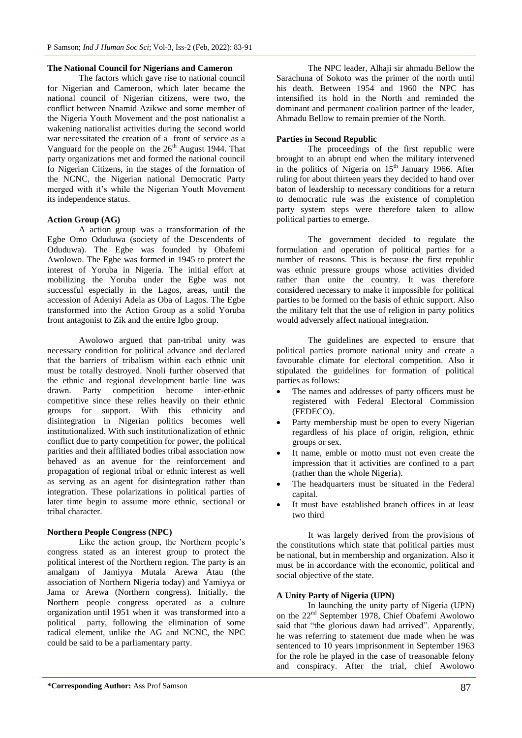**The National Council for Nigerians and Cameron**

The factors which gave rise to national council for Nigerian and Cameroon, which later became the national council of Nigerian citizens, were two, the conflict between Nnamid Azikwe and some member of the Nigeria Youth Movement and the post nationalist a wakening nationalist activities during the second world war necessitated the creation of a front of service as a Vanguard for the people on the 26th August 1944. That party organizations met and formed the national council fo Nigerian Citizens, in the stages of the formation of the NCNC, the Nigerian national Democratic Party merged with it's while the Nigerian Youth Movement its independence status.

**Action Group (AG)**

A action group was a transformation of the Egbe Omo Oduduwa (society of the Descendents of Oduduwa). The Egbe was founded by Obafemi Awolowo. The Egbe was formed in 1945 to protect the interest of Yoruba in Nigeria. The initial effort at mobilizing the Yoruba under the Egbe was not successful especially in the Lagos, areas, until the accession of Adeniyi Adela as Oba of Lagos. The Egbe transformed into the Action Group as a solid Yoruba front antagonist to Zik and the entire Igbo group.

Awolowo argued that pan-tribal unity was necessary condition for political advance and declared that the barriers of tribalism within each ethnic unit must be totally destroyed. Nnoli further observed that the ethnic and regional development battle line was drawn. Party competition become inter-ethnic competitive since these relies heavily on their ethnic groups for support. With this ethnicity and disintegration in Nigerian politics becomes well institutionalized. With such institutionalization of ethnic conflict due to party competition for power, the political parities and their affiliated bodies tribal association now behaved as an avenue for the reinforcement and propagation of regional tribal or ethnic interest as well as serving as an agent for disintegration rather than integration. These polarizations in political parties of later time begin to assume more ethnic, sectional or tribal character.

**Northern People Congress (NPC)**

Like the action group, the Northern people's congress stated as an interest group to protect the political interest of the Northern region. The party is an amalgam of Jamiyya Mutala Arewa Atau (the association of Northern Nigeria today) and Yamiyya or Jama or Arewa (Northern congress). Initially, the Northern people congress operated as a culture organization until 1951 when it was transformed into a political party, following the elimination of some radical element, unlike the AG and NCNC, the NPC could be said to be a parliamentary party.

The NPC leader, Alhaji sir ahmadu Bellow the Sarachuna of Sokoto was the primer of the north until his death. Between 1954 and 1960 the NPC has intensified its hold in the North and reminded the dominant and permanent coalition partner of the leader, Ahmadu Bellow to remain premier of the North.

**Parties in Second Republic**

The proceedings of the first republic were brought to an abrupt end when the military intervened in the politics of Nigeria on 15th January 1966. After ruling for about thirteen years they decided to hand over baton of leadership to necessary conditions for a return to democratic rule was the existence of completion party system steps were therefore taken to allow political parties to emerge.

The government decided to regulate the formulation and operation of political parties for a number of reasons. This is because the first republic was ethnic pressure groups whose activities divided rather than unite the country. It was therefore considered necessary to make it impossible for political parties to be formed on the basis of ethnic support. Also the military felt that the use of religion in party politics would adversely affect national integration.

The guidelines are expected to ensure that political parties promote national unity and create a favourable climate for electoral competition. Also it stipulated the guidelines for formation of political parties as follows:

- The names and addresses of party officers must be registered with Federal Electoral Commission (FEDECO).
- Party membership must be open to every Nigerian regardless of his place of origin, religion, ethnic groups or sex.
- It name, emble or motto must not even create the impression that it activities are confined to a part (rather than the whole Nigeria).
- The headquarters must be situated in the Federal capital.
- It must have established branch offices in at least two third

It was largely derived from the provisions of the constitutions which state that political parties must be national, but in membership and organization. Also it must be in accordance with the economic, political and social objective of the state.

**A Unity Party of Nigeria (UPN)**

In launching the unity party of Nigeria (UPN) on the 22nd September 1978, Chief Obafemi Awolowo said that "the glorious dawn had arrived". Apparently, he was referring to statement due made when he was sentenced to 10 years imprisonment in September 1963 for the role he played in the case of treasonable felony and conspiracy. After the trial, chief Awolowo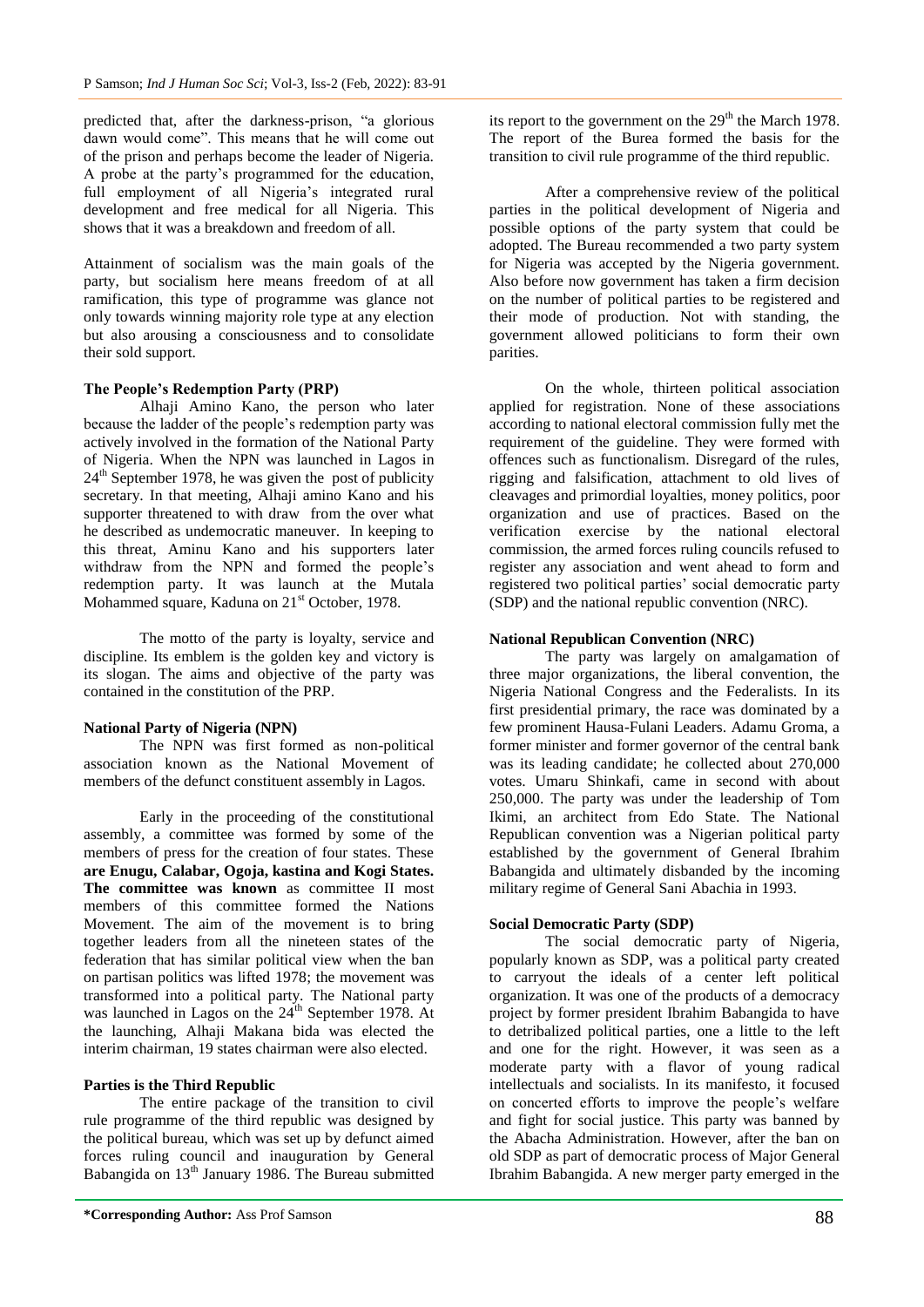predicted that, after the darkness-prison, "a glorious dawn would come". This means that he will come out of the prison and perhaps become the leader of Nigeria. A probe at the party's programmed for the education, full employment of all Nigeria's integrated rural development and free medical for all Nigeria. This shows that it was a breakdown and freedom of all.

Attainment of socialism was the main goals of the party, but socialism here means freedom of at all ramification, this type of programme was glance not only towards winning majority role type at any election but also arousing a consciousness and to consolidate their sold support.

**The People's Redemption Party (PRP)**

Alhaji Amino Kano, the person who later because the ladder of the people's redemption party was actively involved in the formation of the National Party of Nigeria. When the NPN was launched in Lagos in 24th September 1978, he was given the post of publicity secretary. In that meeting, Alhaji amino Kano and his supporter threatened to with draw from the over what he described as undemocratic maneuver. In keeping to this threat, Aminu Kano and his supporters later withdraw from the NPN and formed the people's redemption party. It was launch at the Mutala Mohammed square, Kaduna on 21st October, 1978.

The motto of the party is loyalty, service and discipline. Its emblem is the golden key and victory is its slogan. The aims and objective of the party was contained in the constitution of the PRP.

**National Party of Nigeria (NPN)**

The NPN was first formed as non-political association known as the National Movement of members of the defunct constituent assembly in Lagos.

Early in the proceeding of the constitutional assembly, a committee was formed by some of the members of press for the creation of four states. These **are Enugu, Calabar, Ogoja, kastina and Kogi States. The committee was known** as committee II most members of this committee formed the Nations Movement. The aim of the movement is to bring together leaders from all the nineteen states of the federation that has similar political view when the ban on partisan politics was lifted 1978; the movement was transformed into a political party. The National party was launched in Lagos on the 24th September 1978. At the launching, Alhaji Makana bida was elected the interim chairman, 19 states chairman were also elected.

**Parties is the Third Republic**

The entire package of the transition to civil rule programme of the third republic was designed by the political bureau, which was set up by defunct aimed forces ruling council and inauguration by General Babangida on 13th January 1986. The Bureau submitted its report to the government on the 29th the March 1978. The report of the Burea formed the basis for the transition to civil rule programme of the third republic.

After a comprehensive review of the political parties in the political development of Nigeria and possible options of the party system that could be adopted. The Bureau recommended a two party system for Nigeria was accepted by the Nigeria government. Also before now government has taken a firm decision on the number of political parties to be registered and their mode of production. Not with standing, the government allowed politicians to form their own parities.

On the whole, thirteen political association applied for registration. None of these associations according to national electoral commission fully met the requirement of the guideline. They were formed with offences such as functionalism. Disregard of the rules, rigging and falsification, attachment to old lives of cleavages and primordial loyalties, money politics, poor organization and use of practices. Based on the verification exercise by the national electoral commission, the armed forces ruling councils refused to register any association and went ahead to form and registered two political parties' social democratic party (SDP) and the national republic convention (NRC).

**National Republican Convention (NRC)**

The party was largely on amalgamation of three major organizations, the liberal convention, the Nigeria National Congress and the Federalists. In its first presidential primary, the race was dominated by a few prominent Hausa-Fulani Leaders. Adamu Groma, a former minister and former governor of the central bank was its leading candidate; he collected about 270,000 votes. Umaru Shinkafi, came in second with about 250,000. The party was under the leadership of Tom Ikimi, an architect from Edo State. The National Republican convention was a Nigerian political party established by the government of General Ibrahim Babangida and ultimately disbanded by the incoming military regime of General Sani Abachia in 1993.

**Social Democratic Party (SDP)**

The social democratic party of Nigeria, popularly known as SDP, was a political party created to carryout the ideals of a center left political organization. It was one of the products of a democracy project by former president Ibrahim Babangida to have to detribalized political parties, one a little to the left and one for the right. However, it was seen as a moderate party with a flavor of young radical intellectuals and socialists. In its manifesto, it focused on concerted efforts to improve the people's welfare and fight for social justice. This party was banned by the Abacha Administration. However, after the ban on old SDP as part of democratic process of Major General Ibrahim Babangida. A new merger party emerged in the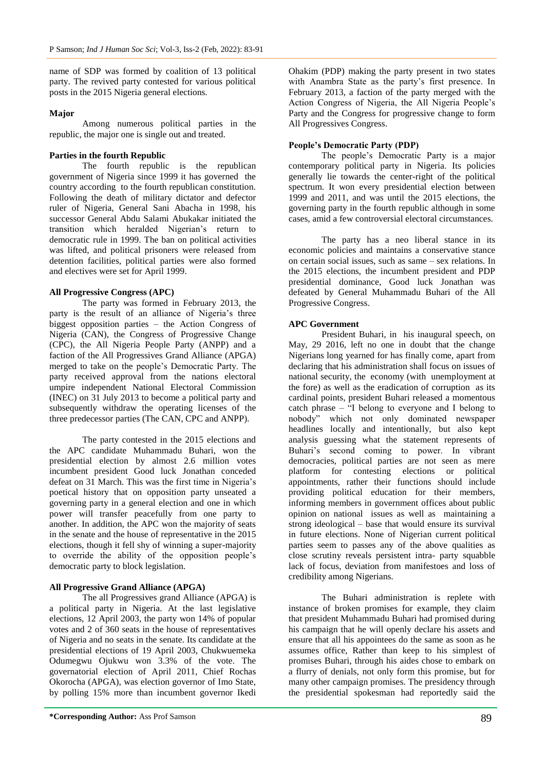name of SDP was formed by coalition of 13 political party. The revived party contested for various political posts in the 2015 Nigeria general elections.

**Major**

Among numerous political parties in the republic, the major one is single out and treated.

**Parties in the fourth Republic**

The fourth republic is the republican government of Nigeria since 1999 it has governed the country according to the fourth republican constitution. Following the death of military dictator and defector ruler of Nigeria, General Sani Abacha in 1998, his successor General Abdu Salami Abukakar initiated the transition which heralded Nigerian's return to democratic rule in 1999. The ban on political activities was lifted, and political prisoners were released from detention facilities, political parties were also formed and electives were set for April 1999.

**All Progressive Congress (APC)**

The party was formed in February 2013, the party is the result of an alliance of Nigeria's three biggest opposition parties – the Action Congress of Nigeria (CAN), the Congress of Progressive Change (CPC), the All Nigeria People Party (ANPP) and a faction of the All Progressives Grand Alliance (APGA) merged to take on the people's Democratic Party. The party received approval from the nations electoral umpire independent National Electoral Commission (INEC) on 31 July 2013 to become a political party and subsequently withdraw the operating licenses of the three predecessor parties (The CAN, CPC and ANPP).

The party contested in the 2015 elections and the APC candidate Muhammadu Buhari, won the presidential election by almost 2.6 million votes incumbent president Good luck Jonathan conceded defeat on 31 March. This was the first time in Nigeria's poetical history that on opposition party unseated a governing party in a general election and one in which power will transfer peacefully from one party to another. In addition, the APC won the majority of seats in the senate and the house of representative in the 2015 elections, though it fell shy of winning a super-majority to override the ability of the opposition people's democratic party to block legislation.

**All Progressive Grand Alliance (APGA)**

The all Progressives grand Alliance (APGA) is a political party in Nigeria. At the last legislative elections, 12 April 2003, the party won 14% of popular votes and 2 of 360 seats in the house of representatives of Nigeria and no seats in the senate. Its candidate at the presidential elections of 19 April 2003, Chukwuemeka Odumegwu Ojukwu won 3.3% of the vote. The governatorial election of April 2011, Chief Rochas Okorocha (APGA), was election governor of Imo State, by polling 15% more than incumbent governor Ikedi Ohakim (PDP) making the party present in two states with Anambra State as the party's first presence. In February 2013, a faction of the party merged with the Action Congress of Nigeria, the All Nigeria People's Party and the Congress for progressive change to form All Progressives Congress.

**People's Democratic Party (PDP)**

The people's Democratic Party is a major contemporary political party in Nigeria. Its policies generally lie towards the center-right of the political spectrum. It won every presidential election between 1999 and 2011, and was until the 2015 elections, the governing party in the fourth republic although in some cases, amid a few controversial electoral circumstances.

The party has a neo liberal stance in its economic policies and maintains a conservative stance on certain social issues, such as same – sex relations. In the 2015 elections, the incumbent president and PDP presidential dominance, Good luck Jonathan was defeated by General Muhammadu Buhari of the All Progressive Congress.

**APC Government**

President Buhari, in his inaugural speech, on May, 29 2016, left no one in doubt that the change Nigerians long yearned for has finally come, apart from declaring that his administration shall focus on issues of national security, the economy (with unemployment at the fore) as well as the eradication of corruption as its cardinal points, president Buhari released a momentous catch phrase – "I belong to everyone and I belong to nobody" which not only dominated newspaper headlines locally and intentionally, but also kept analysis guessing what the statement represents of Buhari's second coming to power. In vibrant democracies, political parties are not seen as mere platform for contesting elections or political appointments, rather their functions should include providing political education for their members, informing members in government offices about public opinion on national issues as well as maintaining a strong ideological – base that would ensure its survival in future elections. None of Nigerian current political parties seem to passes any of the above qualities as close scrutiny reveals persistent intra- party squabble lack of focus, deviation from manifestoes and loss of credibility among Nigerians.

The Buhari administration is replete with instance of broken promises for example, they claim that president Muhammadu Buhari had promised during his campaign that he will openly declare his assets and ensure that all his appointees do the same as soon as he assumes office, Rather than keep to his simplest of promises Buhari, through his aides chose to embark on a flurry of denials, not only form this promise, but for many other campaign promises. The presidency through the presidential spokesman had reportedly said the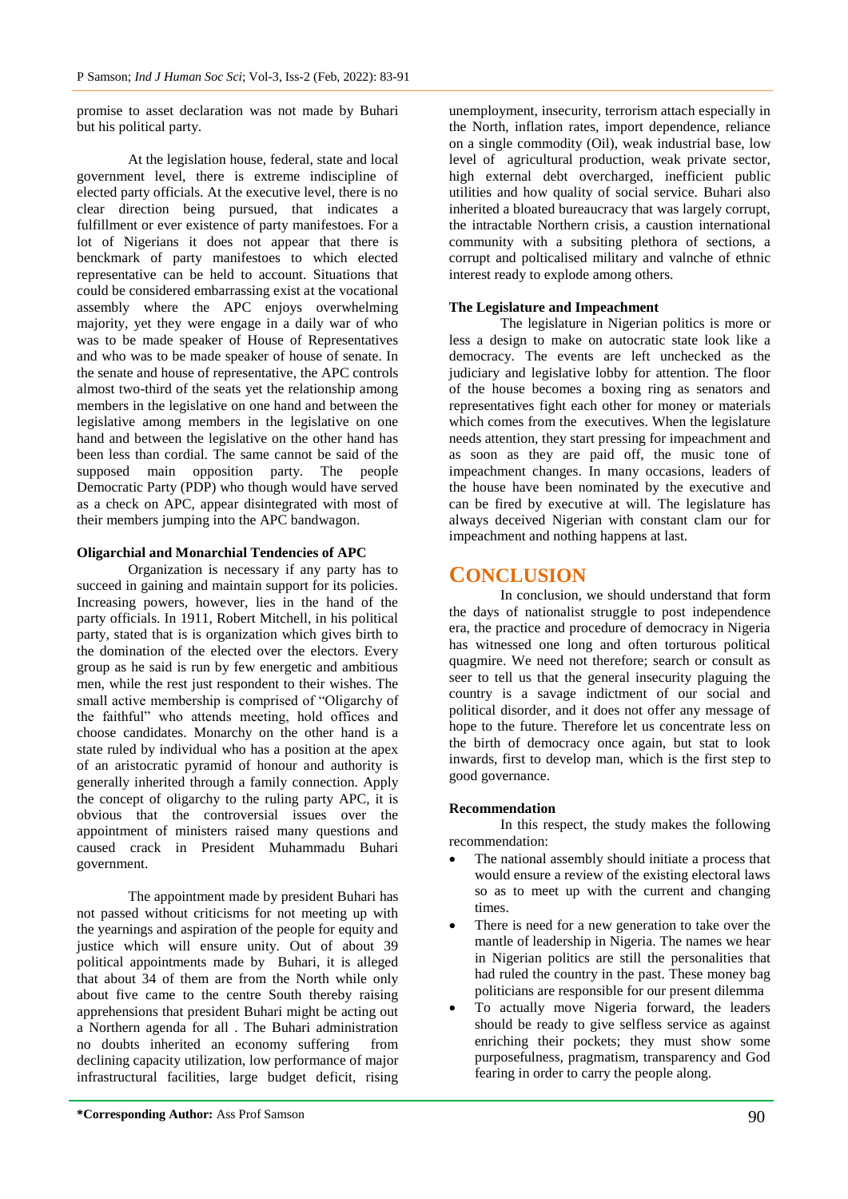promise to asset declaration was not made by Buhari but his political party.

At the legislation house, federal, state and local government level, there is extreme indiscipline of elected party officials. At the executive level, there is no clear direction being pursued, that indicates a fulfillment or ever existence of party manifestoes. For a lot of Nigerians it does not appear that there is benckmark of party manifestoes to which elected representative can be held to account. Situations that could be considered embarrassing exist at the vocational assembly where the APC enjoys overwhelming majority, yet they were engage in a daily war of who was to be made speaker of House of Representatives and who was to be made speaker of house of senate. In the senate and house of representative, the APC controls almost two-third of the seats yet the relationship among members in the legislative on one hand and between the legislative among members in the legislative on one hand and between the legislative on the other hand has been less than cordial. The same cannot be said of the supposed main opposition party. The people Democratic Party (PDP) who though would have served as a check on APC, appear disintegrated with most of their members jumping into the APC bandwagon.

**Oligarchial and Monarchial Tendencies of APC**

Organization is necessary if any party has to succeed in gaining and maintain support for its policies. Increasing powers, however, lies in the hand of the party officials. In 1911, Robert Mitchell, in his political party, stated that is is organization which gives birth to the domination of the elected over the electors. Every group as he said is run by few energetic and ambitious men, while the rest just respondent to their wishes. The small active membership is comprised of "Oligarchy of the faithful" who attends meeting, hold offices and choose candidates. Monarchy on the other hand is a state ruled by individual who has a position at the apex of an aristocratic pyramid of honour and authority is generally inherited through a family connection. Apply the concept of oligarchy to the ruling party APC, it is obvious that the controversial issues over the appointment of ministers raised many questions and caused crack in President Muhammadu Buhari government.

The appointment made by president Buhari has not passed without criticisms for not meeting up with the yearnings and aspiration of the people for equity and justice which will ensure unity. Out of about 39 political appointments made by Buhari, it is alleged that about 34 of them are from the North while only about five came to the centre South thereby raising apprehensions that president Buhari might be acting out a Northern agenda for all . The Buhari administration no doubts inherited an economy suffering from declining capacity utilization, low performance of major infrastructural facilities, large budget deficit, rising unemployment, insecurity, terrorism attach especially in the North, inflation rates, import dependence, reliance on a single commodity (Oil), weak industrial base, low level of agricultural production, weak private sector, high external debt overcharged, inefficient public utilities and how quality of social service. Buhari also inherited a bloated bureaucracy that was largely corrupt, the intractable Northern crisis, a caustion international community with a subsiting plethora of sections, a corrupt and polticalised military and valnche of ethnic interest ready to explode among others.

**The Legislature and Impeachment**

The legislature in Nigerian politics is more or less a design to make on autocratic state look like a democracy. The events are left unchecked as the judiciary and legislative lobby for attention. The floor of the house becomes a boxing ring as senators and representatives fight each other for money or materials which comes from the executives. When the legislature needs attention, they start pressing for impeachment and as soon as they are paid off, the music tone of impeachment changes. In many occasions, leaders of the house have been nominated by the executive and can be fired by executive at will. The legislature has always deceived Nigerian with constant clam our for impeachment and nothing happens at last.

# CONCLUSION

In conclusion, we should understand that form the days of nationalist struggle to post independence era, the practice and procedure of democracy in Nigeria has witnessed one long and often torturous political quagmire. We need not therefore; search or consult as seer to tell us that the general insecurity plaguing the country is a savage indictment of our social and political disorder, and it does not offer any message of hope to the future. Therefore let us concentrate less on the birth of democracy once again, but stat to look inwards, first to develop man, which is the first step to good governance.

**Recommendation**

In this respect, the study makes the following recommendation:

- The national assembly should initiate a process that would ensure a review of the existing electoral laws so as to meet up with the current and changing times.
- There is need for a new generation to take over the mantle of leadership in Nigeria. The names we hear in Nigerian politics are still the personalities that had ruled the country in the past. These money bag politicians are responsible for our present dilemma
- To actually move Nigeria forward, the leaders should be ready to give selfless service as against enriching their pockets; they must show some purposefulness, pragmatism, transparency and God fearing in order to carry the people along.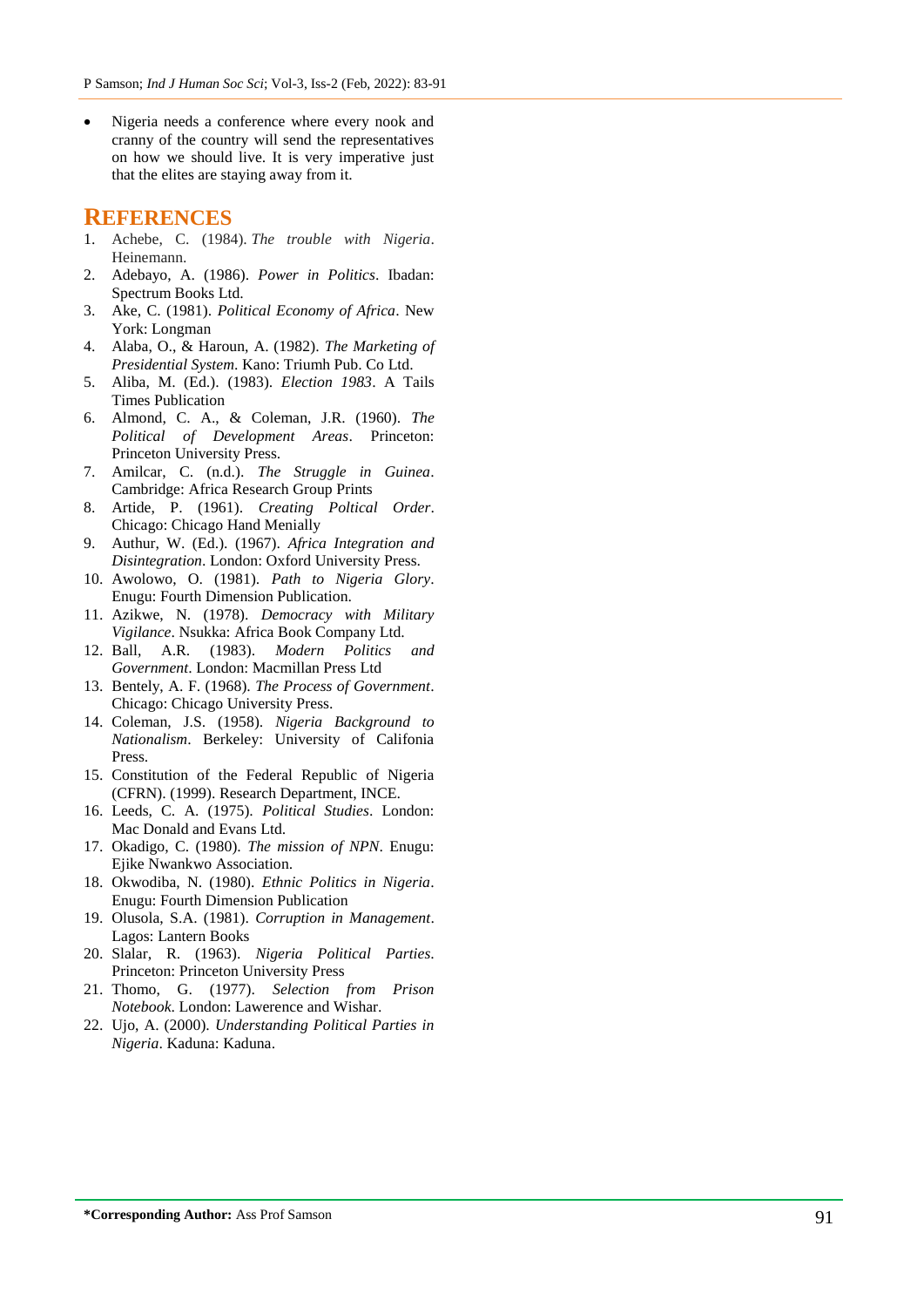- Nigeria needs a conference where every nook and cranny of the country will send the representatives on how we should live. It is very imperative just that the elites are staying away from it.

## REFERENCES

1. Achebe, C. (1984). *The trouble with Nigeria*. Heinemann.
2. Adebayo, A. (1986). *Power in Politics*. Ibadan: Spectrum Books Ltd.
3. Ake, C. (1981). *Political Economy of Africa*. New York: Longman
4. Alaba, O., & Haroun, A. (1982). *The Marketing of Presidential System*. Kano: Triumh Pub. Co Ltd.
5. Aliba, M. (Ed.). (1983). *Election 1983*. A Tails Times Publication
6. Almond, C. A., & Coleman, J.R. (1960). *The Political of Development Areas*. Princeton: Princeton University Press.
7. Amilcar, C. (n.d.). *The Struggle in Guinea*. Cambridge: Africa Research Group Prints
8. Artide, P. (1961). *Creating Poltical Order*. Chicago: Chicago Hand Menially
9. Authur, W. (Ed.). (1967). *Africa Integration and Disintegration*. London: Oxford University Press.
10. Awolowo, O. (1981). *Path to Nigeria Glory*. Enugu: Fourth Dimension Publication.
11. Azikwe, N. (1978). *Democracy with Military Vigilance*. Nsukka: Africa Book Company Ltd.
12. Ball, A.R. (1983). *Modern Politics and Government*. London: Macmillan Press Ltd
13. Bentely, A. F. (1968). *The Process of Government*. Chicago: Chicago University Press.
14. Coleman, J.S. (1958). *Nigeria Background to Nationalism*. Berkeley: University of Califonia Press.
15. Constitution of the Federal Republic of Nigeria (CFRN). (1999). Research Department, INCE.
16. Leeds, C. A. (1975). *Political Studies*. London: Mac Donald and Evans Ltd.
17. Okadigo, C. (1980). *The mission of NPN*. Enugu: Ejike Nwankwo Association.
18. Okwodiba, N. (1980). *Ethnic Politics in Nigeria*. Enugu: Fourth Dimension Publication
19. Olusola, S.A. (1981). *Corruption in Management*. Lagos: Lantern Books
20. Slalar, R. (1963). *Nigeria Political Parties*. Princeton: Princeton University Press
21. Thomo, G. (1977). *Selection from Prison Notebook*. London: Lawerence and Wishar.
22. Ujo, A. (2000). *Understanding Political Parties in Nigeria*. Kaduna: Kaduna.

**\*Corresponding Author:** Ass Prof Samson